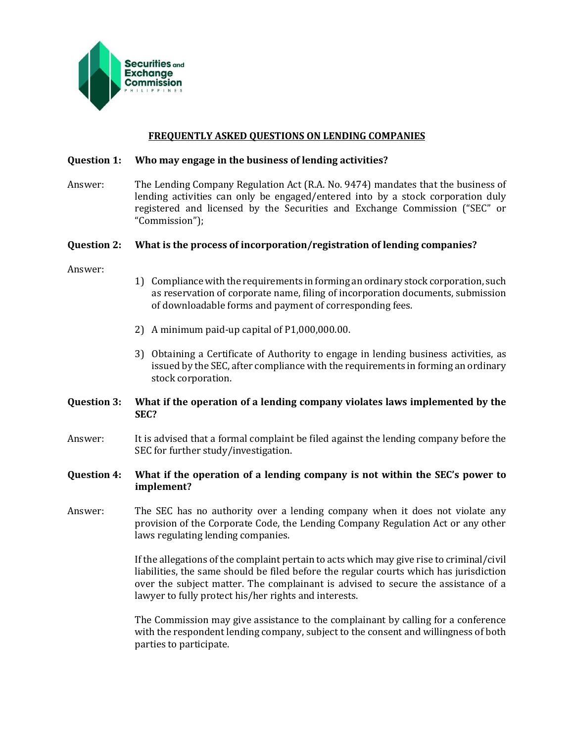# FREQUENTLY ASKED QUESTIONS ON LENDING COMPANIES

**Question 1: Who may engage in the business of lending activities?**

Answer: The Lending Company Regulation Act (R.A. No. 9474) mandates that the business of lending activities can only be engaged/entered into by a stock corporation duly registered and licensed by the Securities and Exchange Commission ("SEC" or "Commission");

**Question 2: What is the process of incorporation/registration of lending companies?**

Answer:

1) Compliance with the requirements in forming an ordinary stock corporation, such as reservation of corporate name, filing of incorporation documents, submission of downloadable forms and payment of corresponding fees.

2) A minimum paid-up capital of P1,000,000.00.

3) Obtaining a Certificate of Authority to engage in lending business activities, as issued by the SEC, after compliance with the requirements in forming an ordinary stock corporation.

**Question 3: What if the operation of a lending company violates laws implemented by the SEC?**

Answer: It is advised that a formal complaint be filed against the lending company before the SEC for further study/investigation.

**Question 4: What if the operation of a lending company is not within the SEC's power to implement?**

Answer: The SEC has no authority over a lending company when it does not violate any provision of the Corporate Code, the Lending Company Regulation Act or any other laws regulating lending companies.

If the allegations of the complaint pertain to acts which may give rise to criminal/civil liabilities, the same should be filed before the regular courts which has jurisdiction over the subject matter. The complainant is advised to secure the assistance of a lawyer to fully protect his/her rights and interests.

The Commission may give assistance to the complainant by calling for a conference with the respondent lending company, subject to the consent and willingness of both parties to participate.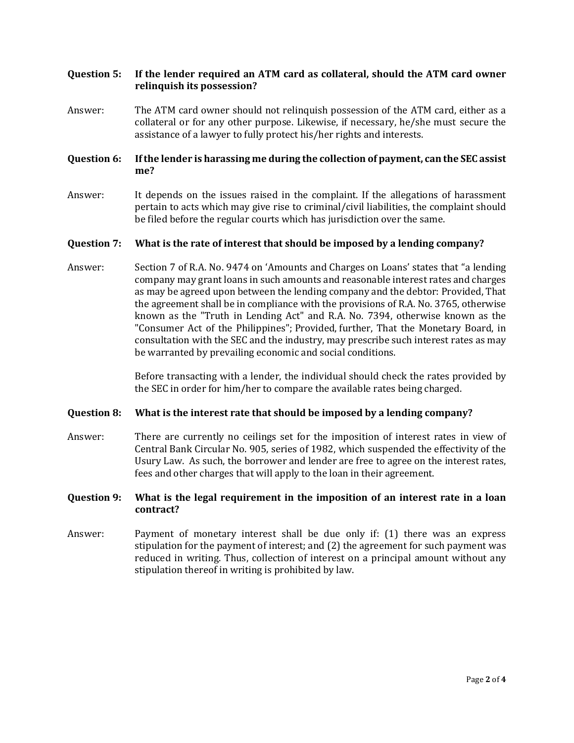**Question 5: If the lender required an ATM card as collateral, should the ATM card owner relinquish its possession?**

Answer: The ATM card owner should not relinquish possession of the ATM card, either as a collateral or for any other purpose. Likewise, if necessary, he/she must secure the assistance of a lawyer to fully protect his/her rights and interests.

**Question 6: If the lender is harassing me during the collection of payment, can the SEC assist me?**

Answer: It depends on the issues raised in the complaint. If the allegations of harassment pertain to acts which may give rise to criminal/civil liabilities, the complaint should be filed before the regular courts which has jurisdiction over the same.

**Question 7: What is the rate of interest that should be imposed by a lending company?**

Answer: Section 7 of R.A. No. 9474 on 'Amounts and Charges on Loans' states that "a lending company may grant loans in such amounts and reasonable interest rates and charges as may be agreed upon between the lending company and the debtor: Provided, That the agreement shall be in compliance with the provisions of R.A. No. 3765, otherwise known as the "Truth in Lending Act" and R.A. No. 7394, otherwise known as the "Consumer Act of the Philippines"; Provided, further, That the Monetary Board, in consultation with the SEC and the industry, may prescribe such interest rates as may be warranted by prevailing economic and social conditions.

Before transacting with a lender, the individual should check the rates provided by the SEC in order for him/her to compare the available rates being charged.

**Question 8: What is the interest rate that should be imposed by a lending company?**

Answer: There are currently no ceilings set for the imposition of interest rates in view of Central Bank Circular No. 905, series of 1982, which suspended the effectivity of the Usury Law. As such, the borrower and lender are free to agree on the interest rates, fees and other charges that will apply to the loan in their agreement.

**Question 9: What is the legal requirement in the imposition of an interest rate in a loan contract?**

Answer: Payment of monetary interest shall be due only if: (1) there was an express stipulation for the payment of interest; and (2) the agreement for such payment was reduced in writing. Thus, collection of interest on a principal amount without any stipulation thereof in writing is prohibited by law.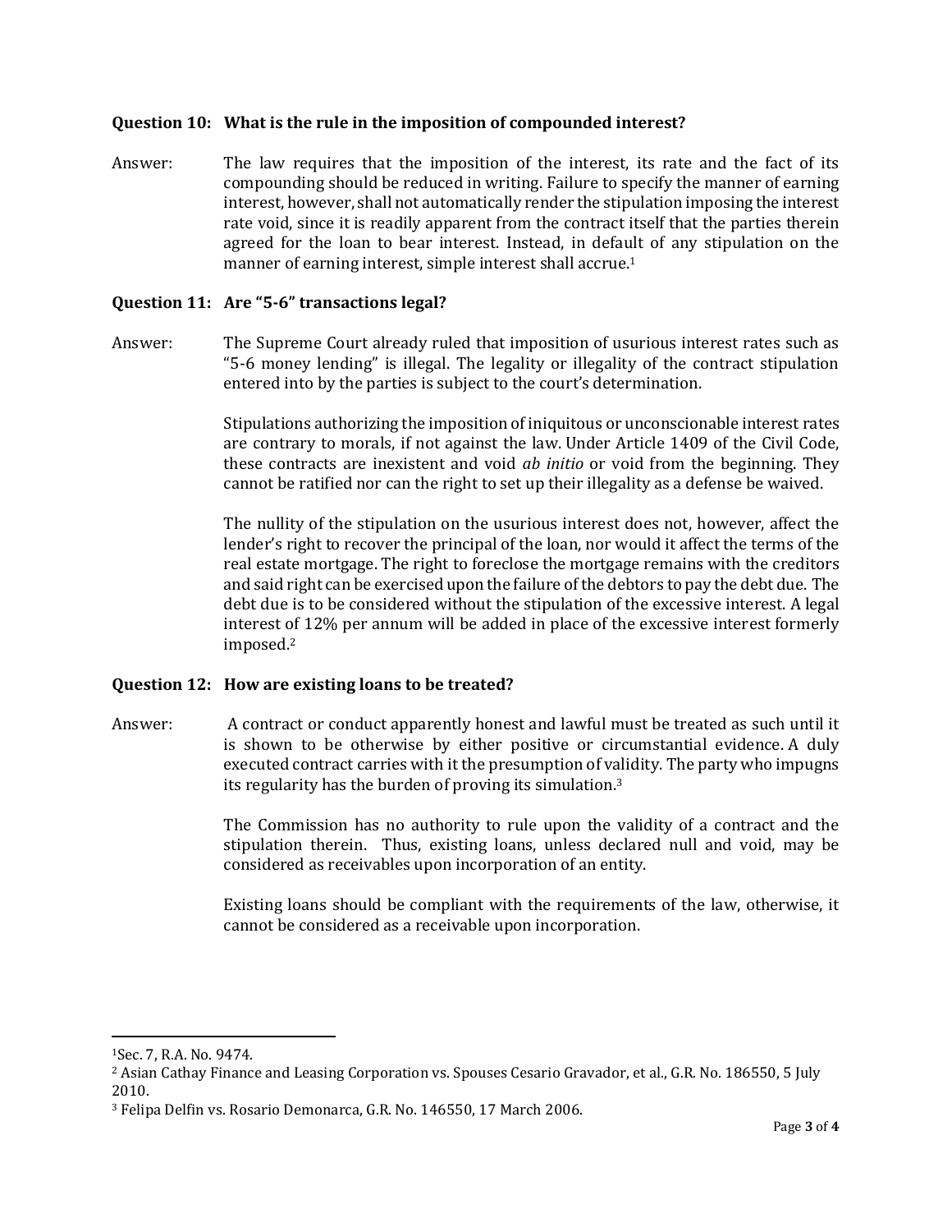**Question 10: What is the rule in the imposition of compounded interest?**

Answer: The law requires that the imposition of the interest, its rate and the fact of its compounding should be reduced in writing. Failure to specify the manner of earning interest, however, shall not automatically render the stipulation imposing the interest rate void, since it is readily apparent from the contract itself that the parties therein agreed for the loan to bear interest. Instead, in default of any stipulation on the manner of earning interest, simple interest shall accrue.[1]

**Question 11: Are "5-6" transactions legal?**

Answer: The Supreme Court already ruled that imposition of usurious interest rates such as "5-6 money lending" is illegal. The legality or illegality of the contract stipulation entered into by the parties is subject to the court's determination.

Stipulations authorizing the imposition of iniquitous or unconscionable interest rates are contrary to morals, if not against the law. Under Article 1409 of the Civil Code, these contracts are inexistent and void *ab initio* or void from the beginning. They cannot be ratified nor can the right to set up their illegality as a defense be waived.

The nullity of the stipulation on the usurious interest does not, however, affect the lender's right to recover the principal of the loan, nor would it affect the terms of the real estate mortgage. The right to foreclose the mortgage remains with the creditors and said right can be exercised upon the failure of the debtors to pay the debt due. The debt due is to be considered without the stipulation of the excessive interest. A legal interest of 12% per annum will be added in place of the excessive interest formerly imposed.[2]

**Question 12: How are existing loans to be treated?**

Answer: A contract or conduct apparently honest and lawful must be treated as such until it is shown to be otherwise by either positive or circumstantial evidence. A duly executed contract carries with it the presumption of validity. The party who impugns its regularity has the burden of proving its simulation.[3]

The Commission has no authority to rule upon the validity of a contract and the stipulation therein. Thus, existing loans, unless declared null and void, may be considered as receivables upon incorporation of an entity.

Existing loans should be compliant with the requirements of the law, otherwise, it cannot be considered as a receivable upon incorporation.

---

[1] Sec. 7, R.A. No. 9474.

[2] Asian Cathay Finance and Leasing Corporation vs. Spouses Cesario Gravador, et al., G.R. No. 186550, 5 July 2010.

[3] Felipa Delfin vs. Rosario Demonarca, G.R. No. 146550, 17 March 2006.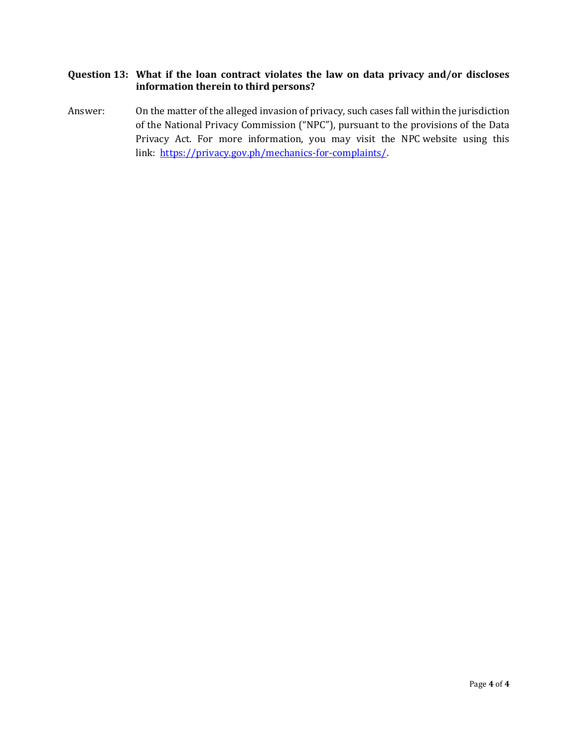**Question 13: What if the loan contract violates the law on data privacy and/or discloses information therein to third persons?**

Answer: On the matter of the alleged invasion of privacy, such cases fall within the jurisdiction of the National Privacy Commission ("NPC"), pursuant to the provisions of the Data Privacy Act. For more information, you may visit the NPC website using this link: [https://privacy.gov.ph/mechanics-for-complaints/](https://privacy.gov.ph/mechanics-for-complaints/).